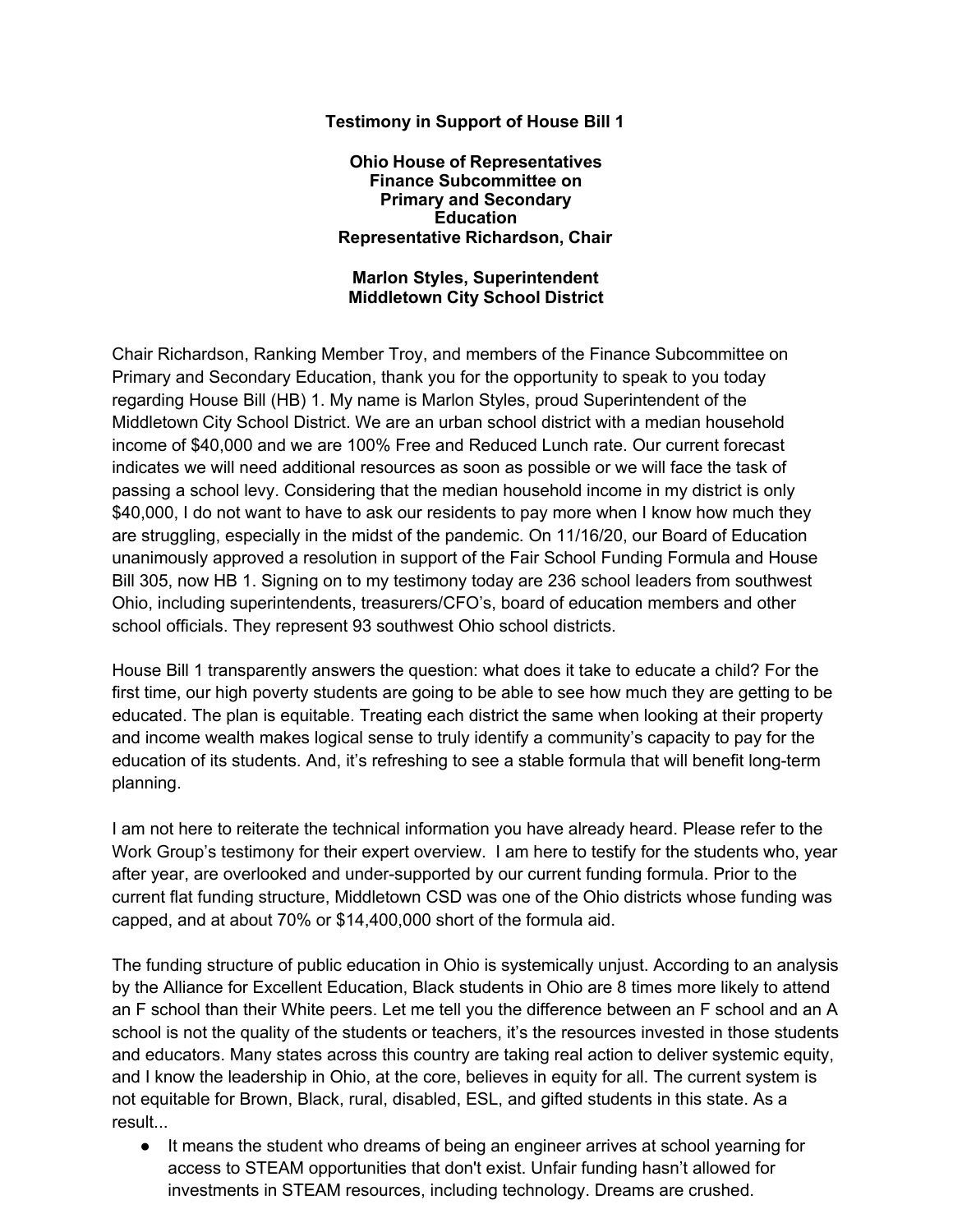**Testimony in Support of House Bill 1**

**Ohio House of Representatives**
**Finance Subcommittee on**
**Primary and Secondary**
**Education**
**Representative Richardson, Chair**

**Marlon Styles, Superintendent**
**Middletown City School District**

Chair Richardson, Ranking Member Troy, and members of the Finance Subcommittee on Primary and Secondary Education, thank you for the opportunity to speak to you today regarding House Bill (HB) 1. My name is Marlon Styles, proud Superintendent of the Middletown City School District. We are an urban school district with a median household income of $40,000 and we are 100% Free and Reduced Lunch rate. Our current forecast indicates we will need additional resources as soon as possible or we will face the task of passing a school levy. Considering that the median household income in my district is only $40,000, I do not want to have to ask our residents to pay more when I know how much they are struggling, especially in the midst of the pandemic. On 11/16/20, our Board of Education unanimously approved a resolution in support of the Fair School Funding Formula and House Bill 305, now HB 1. Signing on to my testimony today are 236 school leaders from southwest Ohio, including superintendents, treasurers/CFO's, board of education members and other school officials. They represent 93 southwest Ohio school districts.

House Bill 1 transparently answers the question: what does it take to educate a child? For the first time, our high poverty students are going to be able to see how much they are getting to be educated. The plan is equitable. Treating each district the same when looking at their property and income wealth makes logical sense to truly identify a community's capacity to pay for the education of its students. And, it's refreshing to see a stable formula that will benefit long-term planning.

I am not here to reiterate the technical information you have already heard. Please refer to the Work Group's testimony for their expert overview. I am here to testify for the students who, year after year, are overlooked and under-supported by our current funding formula. Prior to the current flat funding structure, Middletown CSD was one of the Ohio districts whose funding was capped, and at about 70% or $14,400,000 short of the formula aid.

The funding structure of public education in Ohio is systemically unjust. According to an analysis by the Alliance for Excellent Education, Black students in Ohio are 8 times more likely to attend an F school than their White peers. Let me tell you the difference between an F school and an A school is not the quality of the students or teachers, it's the resources invested in those students and educators. Many states across this country are taking real action to deliver systemic equity, and I know the leadership in Ohio, at the core, believes in equity for all. The current system is not equitable for Brown, Black, rural, disabled, ESL, and gifted students in this state. As a result...

- It means the student who dreams of being an engineer arrives at school yearning for access to STEAM opportunities that don't exist. Unfair funding hasn't allowed for investments in STEAM resources, including technology. Dreams are crushed.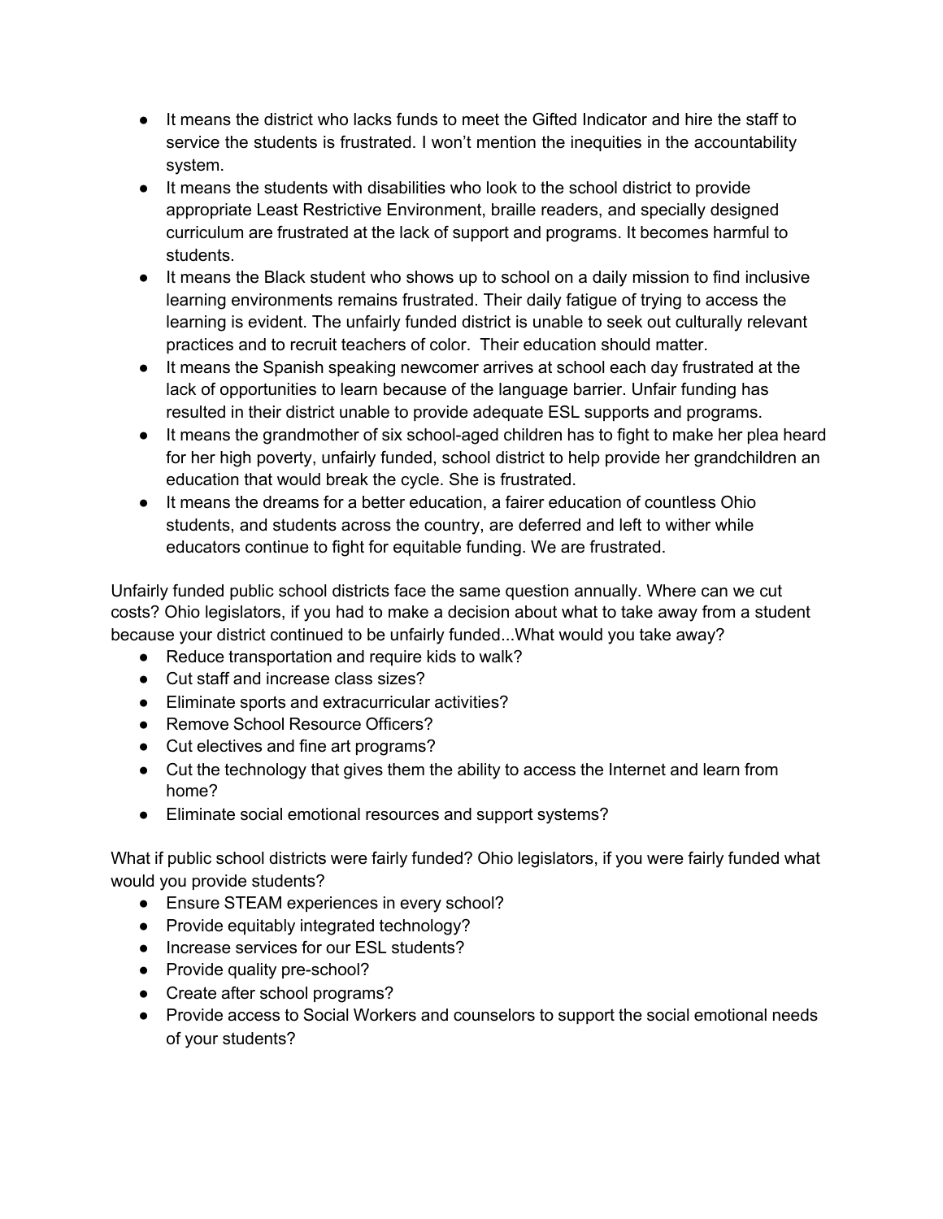- It means the district who lacks funds to meet the Gifted Indicator and hire the staff to service the students is frustrated. I won't mention the inequities in the accountability system.
- It means the students with disabilities who look to the school district to provide appropriate Least Restrictive Environment, braille readers, and specially designed curriculum are frustrated at the lack of support and programs. It becomes harmful to students.
- It means the Black student who shows up to school on a daily mission to find inclusive learning environments remains frustrated. Their daily fatigue of trying to access the learning is evident. The unfairly funded district is unable to seek out culturally relevant practices and to recruit teachers of color. Their education should matter.
- It means the Spanish speaking newcomer arrives at school each day frustrated at the lack of opportunities to learn because of the language barrier. Unfair funding has resulted in their district unable to provide adequate ESL supports and programs.
- It means the grandmother of six school-aged children has to fight to make her plea heard for her high poverty, unfairly funded, school district to help provide her grandchildren an education that would break the cycle. She is frustrated.
- It means the dreams for a better education, a fairer education of countless Ohio students, and students across the country, are deferred and left to wither while educators continue to fight for equitable funding. We are frustrated.

Unfairly funded public school districts face the same question annually. Where can we cut costs? Ohio legislators, if you had to make a decision about what to take away from a student because your district continued to be unfairly funded...What would you take away?

- Reduce transportation and require kids to walk?
- Cut staff and increase class sizes?
- Eliminate sports and extracurricular activities?
- Remove School Resource Officers?
- Cut electives and fine art programs?
- Cut the technology that gives them the ability to access the Internet and learn from home?
- Eliminate social emotional resources and support systems?

What if public school districts were fairly funded? Ohio legislators, if you were fairly funded what would you provide students?

- Ensure STEAM experiences in every school?
- Provide equitably integrated technology?
- Increase services for our ESL students?
- Provide quality pre-school?
- Create after school programs?
- Provide access to Social Workers and counselors to support the social emotional needs of your students?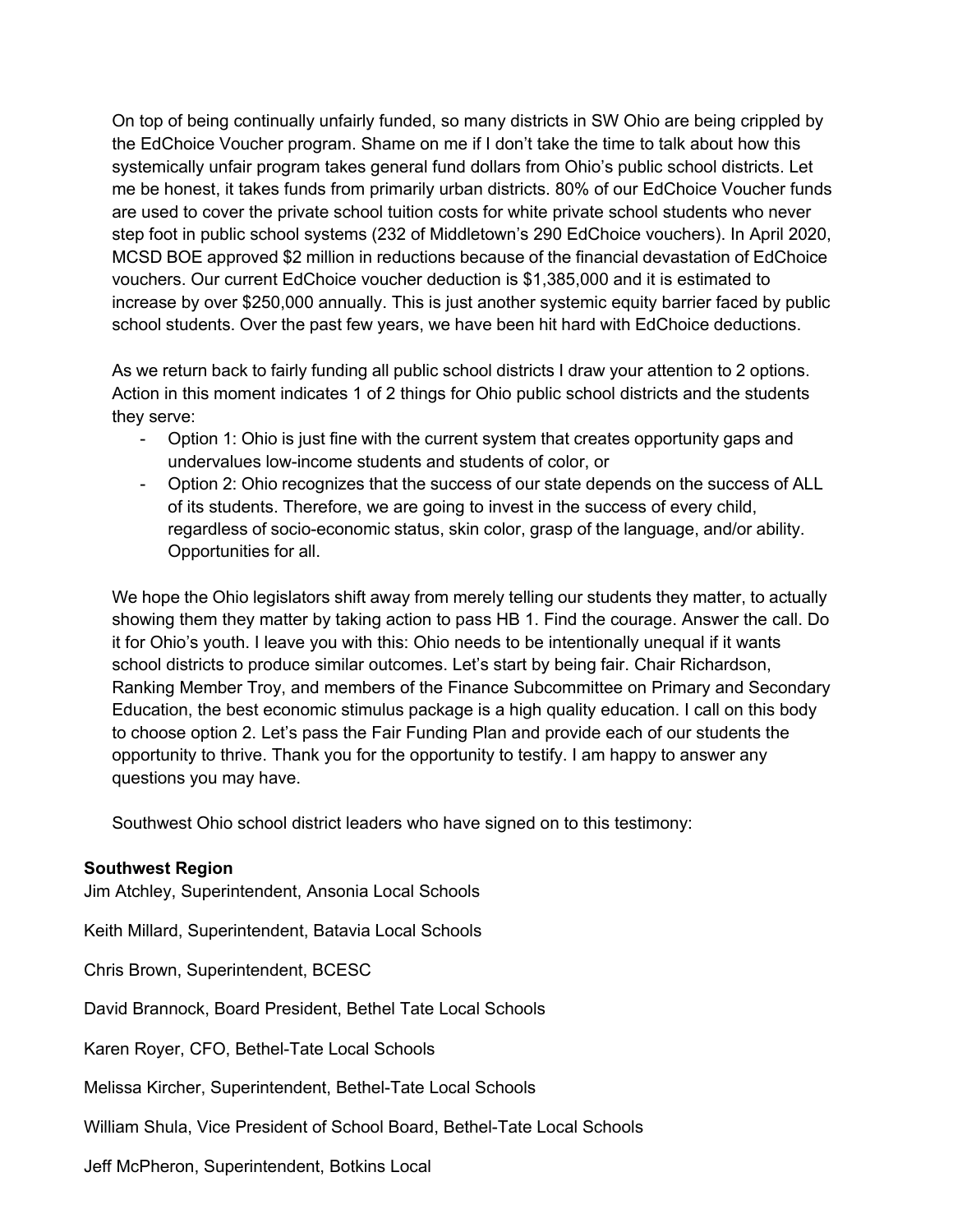On top of being continually unfairly funded, so many districts in SW Ohio are being crippled by the EdChoice Voucher program. Shame on me if I don't take the time to talk about how this systemically unfair program takes general fund dollars from Ohio's public school districts. Let me be honest, it takes funds from primarily urban districts. 80% of our EdChoice Voucher funds are used to cover the private school tuition costs for white private school students who never step foot in public school systems (232 of Middletown's 290 EdChoice vouchers). In April 2020, MCSD BOE approved $2 million in reductions because of the financial devastation of EdChoice vouchers. Our current EdChoice voucher deduction is $1,385,000 and it is estimated to increase by over $250,000 annually. This is just another systemic equity barrier faced by public school students. Over the past few years, we have been hit hard with EdChoice deductions.

As we return back to fairly funding all public school districts I draw your attention to 2 options. Action in this moment indicates 1 of 2 things for Ohio public school districts and the students they serve:

- Option 1: Ohio is just fine with the current system that creates opportunity gaps and undervalues low-income students and students of color, or
- Option 2: Ohio recognizes that the success of our state depends on the success of ALL of its students. Therefore, we are going to invest in the success of every child, regardless of socio-economic status, skin color, grasp of the language, and/or ability. Opportunities for all.

We hope the Ohio legislators shift away from merely telling our students they matter, to actually showing them they matter by taking action to pass HB 1. Find the courage. Answer the call. Do it for Ohio's youth. I leave you with this: Ohio needs to be intentionally unequal if it wants school districts to produce similar outcomes. Let's start by being fair. Chair Richardson, Ranking Member Troy, and members of the Finance Subcommittee on Primary and Secondary Education, the best economic stimulus package is a high quality education. I call on this body to choose option 2. Let's pass the Fair Funding Plan and provide each of our students the opportunity to thrive. Thank you for the opportunity to testify. I am happy to answer any questions you may have.

Southwest Ohio school district leaders who have signed on to this testimony:

**Southwest Region**

Jim Atchley, Superintendent, Ansonia Local Schools

Keith Millard, Superintendent, Batavia Local Schools

Chris Brown, Superintendent, BCESC

David Brannock, Board President, Bethel Tate Local Schools

Karen Royer, CFO, Bethel-Tate Local Schools

Melissa Kircher, Superintendent, Bethel-Tate Local Schools

William Shula, Vice President of School Board, Bethel-Tate Local Schools

Jeff McPheron, Superintendent, Botkins Local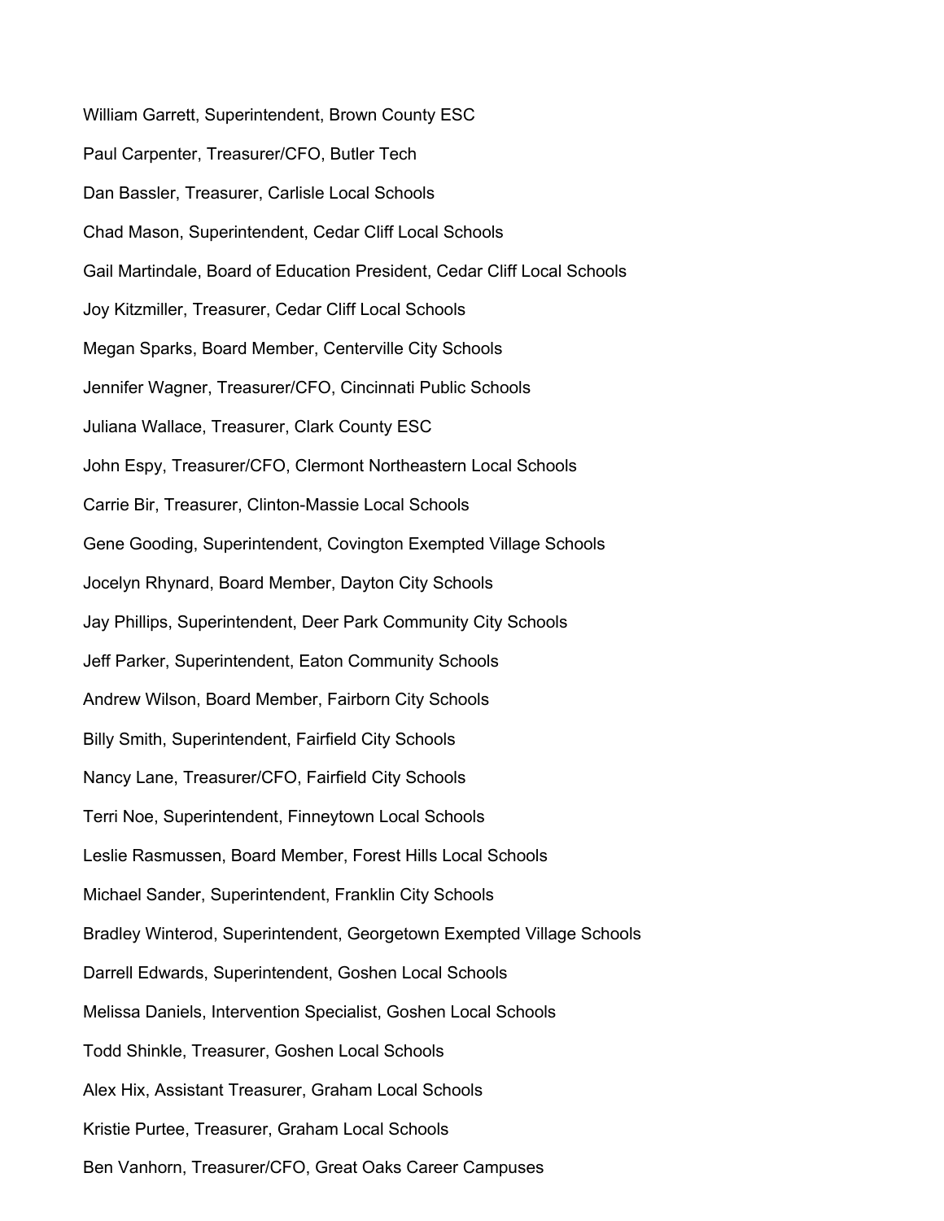William Garrett, Superintendent, Brown County ESC

Paul Carpenter, Treasurer/CFO, Butler Tech

Dan Bassler, Treasurer, Carlisle Local Schools

Chad Mason, Superintendent, Cedar Cliff Local Schools

Gail Martindale, Board of Education President, Cedar Cliff Local Schools

Joy Kitzmiller, Treasurer, Cedar Cliff Local Schools

Megan Sparks, Board Member, Centerville City Schools

Jennifer Wagner, Treasurer/CFO, Cincinnati Public Schools

Juliana Wallace, Treasurer, Clark County ESC

John Espy, Treasurer/CFO, Clermont Northeastern Local Schools

Carrie Bir, Treasurer, Clinton-Massie Local Schools

Gene Gooding, Superintendent, Covington Exempted Village Schools

Jocelyn Rhynard, Board Member, Dayton City Schools

Jay Phillips, Superintendent, Deer Park Community City Schools

Jeff Parker, Superintendent, Eaton Community Schools

Andrew Wilson, Board Member, Fairborn City Schools

Billy Smith, Superintendent, Fairfield City Schools

Nancy Lane, Treasurer/CFO, Fairfield City Schools

Terri Noe, Superintendent, Finneytown Local Schools

Leslie Rasmussen, Board Member, Forest Hills Local Schools

Michael Sander, Superintendent, Franklin City Schools

Bradley Winterod, Superintendent, Georgetown Exempted Village Schools

Darrell Edwards, Superintendent, Goshen Local Schools

Melissa Daniels, Intervention Specialist, Goshen Local Schools

Todd Shinkle, Treasurer, Goshen Local Schools

Alex Hix, Assistant Treasurer, Graham Local Schools

Kristie Purtee, Treasurer, Graham Local Schools

Ben Vanhorn, Treasurer/CFO, Great Oaks Career Campuses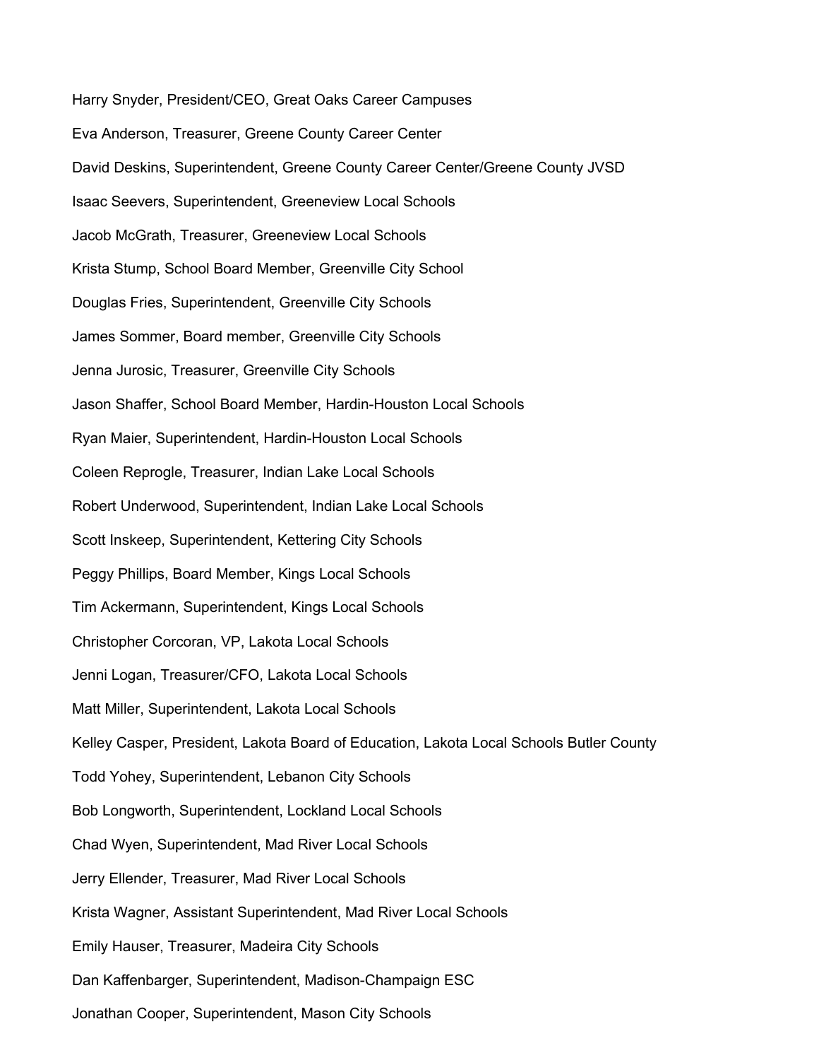Harry Snyder, President/CEO, Great Oaks Career Campuses

Eva Anderson, Treasurer, Greene County Career Center

David Deskins, Superintendent, Greene County Career Center/Greene County JVSD

Isaac Seevers, Superintendent, Greeneview Local Schools

Jacob McGrath, Treasurer, Greeneview Local Schools

Krista Stump, School Board Member, Greenville City School

Douglas Fries, Superintendent, Greenville City Schools

James Sommer, Board member, Greenville City Schools

Jenna Jurosic, Treasurer, Greenville City Schools

Jason Shaffer, School Board Member, Hardin-Houston Local Schools

Ryan Maier, Superintendent, Hardin-Houston Local Schools

Coleen Reprogle, Treasurer, Indian Lake Local Schools

Robert Underwood, Superintendent, Indian Lake Local Schools

Scott Inskeep, Superintendent, Kettering City Schools

Peggy Phillips, Board Member, Kings Local Schools

Tim Ackermann, Superintendent, Kings Local Schools

Christopher Corcoran, VP, Lakota Local Schools

Jenni Logan, Treasurer/CFO, Lakota Local Schools

Matt Miller, Superintendent, Lakota Local Schools

Kelley Casper, President, Lakota Board of Education, Lakota Local Schools Butler County

Todd Yohey, Superintendent, Lebanon City Schools

Bob Longworth, Superintendent, Lockland Local Schools

Chad Wyen, Superintendent, Mad River Local Schools

Jerry Ellender, Treasurer, Mad River Local Schools

Krista Wagner, Assistant Superintendent, Mad River Local Schools

Emily Hauser, Treasurer, Madeira City Schools

Dan Kaffenbarger, Superintendent, Madison-Champaign ESC

Jonathan Cooper, Superintendent, Mason City Schools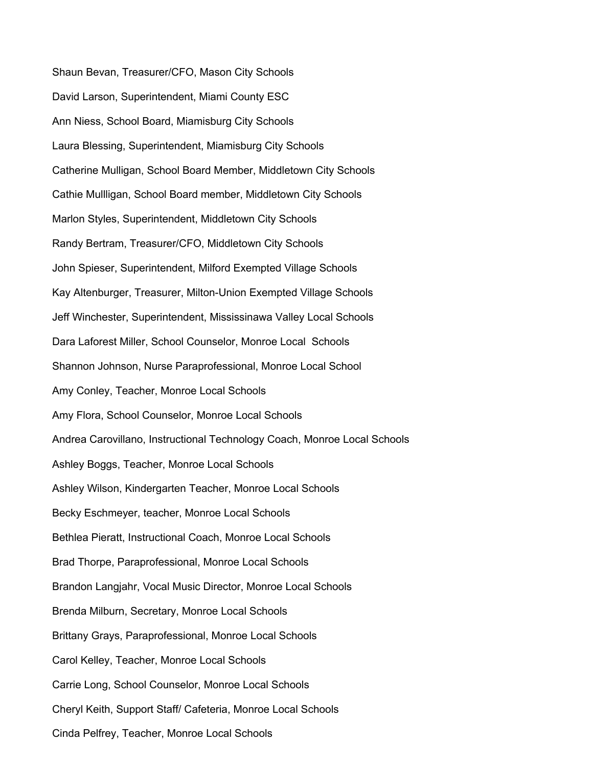Shaun Bevan, Treasurer/CFO, Mason City Schools

David Larson, Superintendent, Miami County ESC

Ann Niess, School Board, Miamisburg City Schools

Laura Blessing, Superintendent, Miamisburg City Schools

Catherine Mulligan, School Board Member, Middletown City Schools

Cathie Mullligan, School Board member, Middletown City Schools

Marlon Styles, Superintendent, Middletown City Schools

Randy Bertram, Treasurer/CFO, Middletown City Schools

John Spieser, Superintendent, Milford Exempted Village Schools

Kay Altenburger, Treasurer, Milton-Union Exempted Village Schools

Jeff Winchester, Superintendent, Mississinawa Valley Local Schools

Dara Laforest Miller, School Counselor, Monroe Local Schools

Shannon Johnson, Nurse Paraprofessional, Monroe Local School

Amy Conley, Teacher, Monroe Local Schools

Amy Flora, School Counselor, Monroe Local Schools

Andrea Carovillano, Instructional Technology Coach, Monroe Local Schools

Ashley Boggs, Teacher, Monroe Local Schools

Ashley Wilson, Kindergarten Teacher, Monroe Local Schools

Becky Eschmeyer, teacher, Monroe Local Schools

Bethlea Pieratt, Instructional Coach, Monroe Local Schools

Brad Thorpe, Paraprofessional, Monroe Local Schools

Brandon Langjahr, Vocal Music Director, Monroe Local Schools

Brenda Milburn, Secretary, Monroe Local Schools

Brittany Grays, Paraprofessional, Monroe Local Schools

Carol Kelley, Teacher, Monroe Local Schools

Carrie Long, School Counselor, Monroe Local Schools

Cheryl Keith, Support Staff/ Cafeteria, Monroe Local Schools

Cinda Pelfrey, Teacher, Monroe Local Schools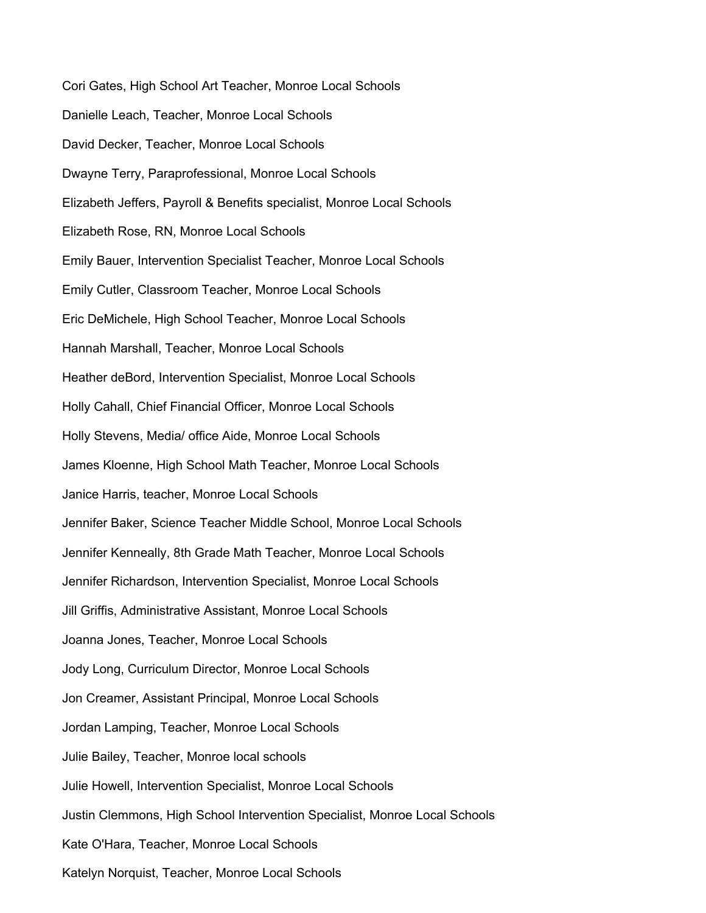Cori Gates, High School Art Teacher, Monroe Local Schools

Danielle Leach, Teacher, Monroe Local Schools

David Decker, Teacher, Monroe Local Schools

Dwayne Terry, Paraprofessional, Monroe Local Schools

Elizabeth Jeffers, Payroll & Benefits specialist, Monroe Local Schools

Elizabeth Rose, RN, Monroe Local Schools

Emily Bauer, Intervention Specialist Teacher, Monroe Local Schools

Emily Cutler, Classroom Teacher, Monroe Local Schools

Eric DeMichele, High School Teacher, Monroe Local Schools

Hannah Marshall, Teacher, Monroe Local Schools

Heather deBord, Intervention Specialist, Monroe Local Schools

Holly Cahall, Chief Financial Officer, Monroe Local Schools

Holly Stevens, Media/ office Aide, Monroe Local Schools

James Kloenne, High School Math Teacher, Monroe Local Schools

Janice Harris, teacher, Monroe Local Schools

Jennifer Baker, Science Teacher Middle School, Monroe Local Schools

Jennifer Kenneally, 8th Grade Math Teacher, Monroe Local Schools

Jennifer Richardson, Intervention Specialist, Monroe Local Schools

Jill Griffis, Administrative Assistant, Monroe Local Schools

Joanna Jones, Teacher, Monroe Local Schools

Jody Long, Curriculum Director, Monroe Local Schools

Jon Creamer, Assistant Principal, Monroe Local Schools

Jordan Lamping, Teacher, Monroe Local Schools

Julie Bailey, Teacher, Monroe local schools

Julie Howell, Intervention Specialist, Monroe Local Schools

Justin Clemmons, High School Intervention Specialist, Monroe Local Schools

Kate O'Hara, Teacher, Monroe Local Schools

Katelyn Norquist, Teacher, Monroe Local Schools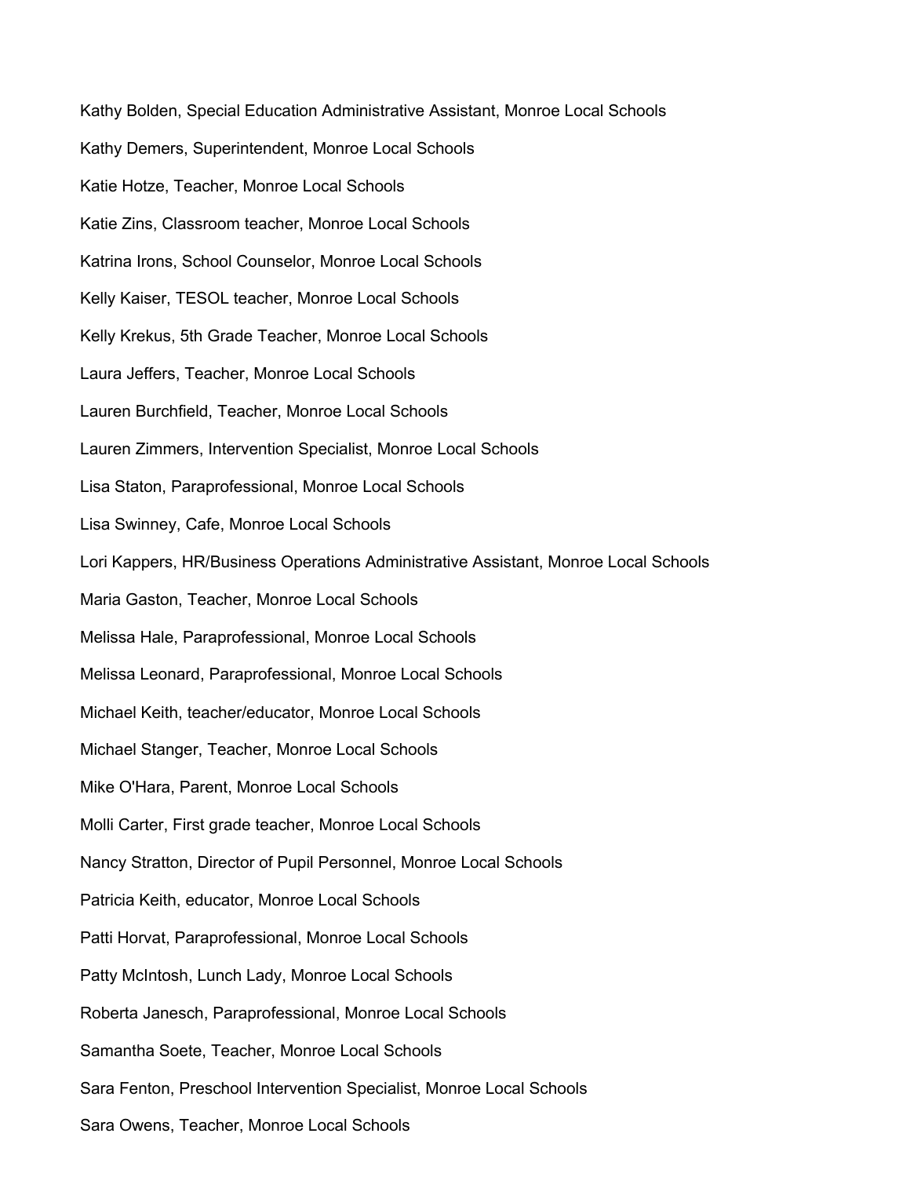Kathy Bolden, Special Education Administrative Assistant, Monroe Local Schools

Kathy Demers, Superintendent, Monroe Local Schools

Katie Hotze, Teacher, Monroe Local Schools

Katie Zins, Classroom teacher, Monroe Local Schools

Katrina Irons, School Counselor, Monroe Local Schools

Kelly Kaiser, TESOL teacher, Monroe Local Schools

Kelly Krekus, 5th Grade Teacher, Monroe Local Schools

Laura Jeffers, Teacher, Monroe Local Schools

Lauren Burchfield, Teacher, Monroe Local Schools

Lauren Zimmers, Intervention Specialist, Monroe Local Schools

Lisa Staton, Paraprofessional, Monroe Local Schools

Lisa Swinney, Cafe, Monroe Local Schools

Lori Kappers, HR/Business Operations Administrative Assistant, Monroe Local Schools

Maria Gaston, Teacher, Monroe Local Schools

Melissa Hale, Paraprofessional, Monroe Local Schools

Melissa Leonard, Paraprofessional, Monroe Local Schools

Michael Keith, teacher/educator, Monroe Local Schools

Michael Stanger, Teacher, Monroe Local Schools

Mike O'Hara, Parent, Monroe Local Schools

Molli Carter, First grade teacher, Monroe Local Schools

Nancy Stratton, Director of Pupil Personnel, Monroe Local Schools

Patricia Keith, educator, Monroe Local Schools

Patti Horvat, Paraprofessional, Monroe Local Schools

Patty McIntosh, Lunch Lady, Monroe Local Schools

Roberta Janesch, Paraprofessional, Monroe Local Schools

Samantha Soete, Teacher, Monroe Local Schools

Sara Fenton, Preschool Intervention Specialist, Monroe Local Schools

Sara Owens, Teacher, Monroe Local Schools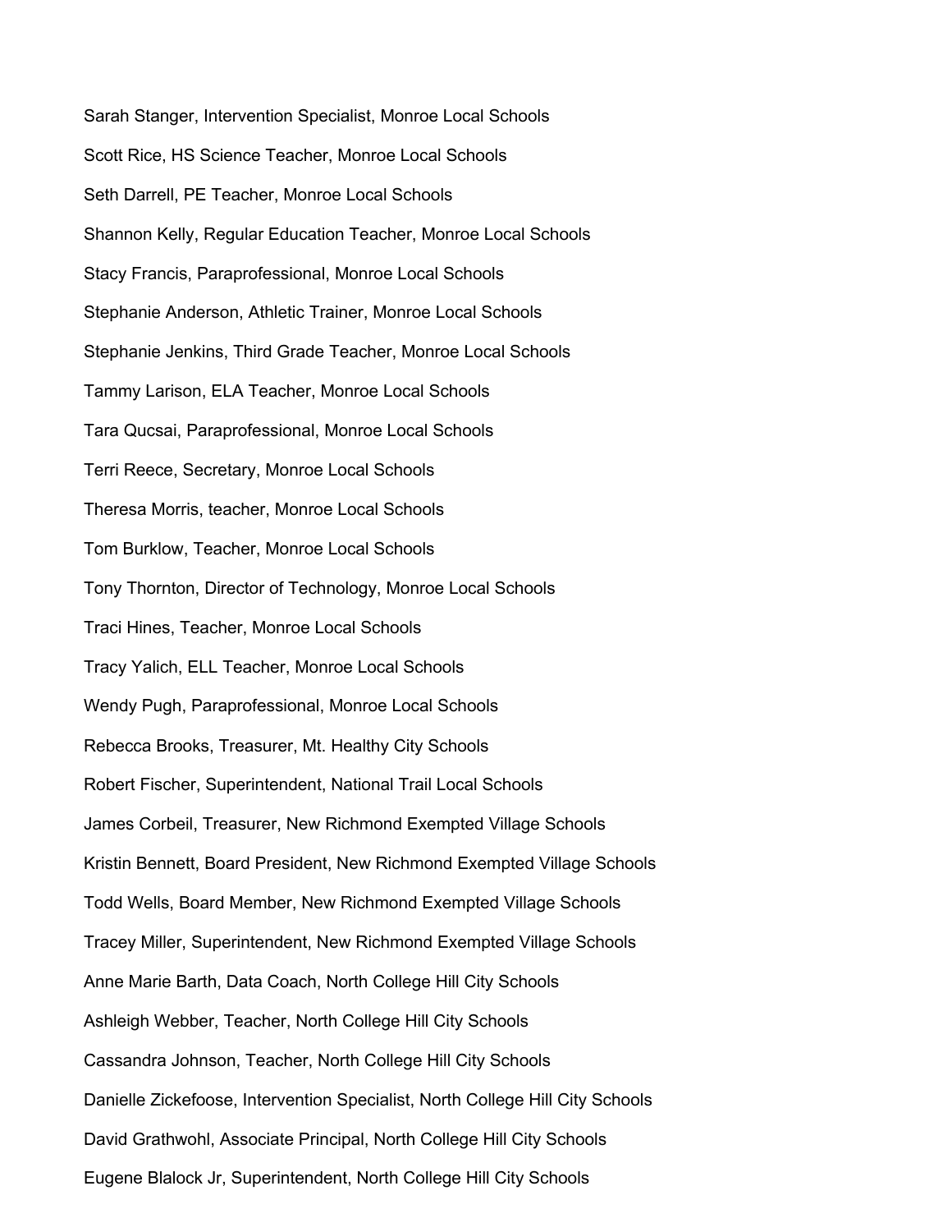Sarah Stanger, Intervention Specialist, Monroe Local Schools

Scott Rice, HS Science Teacher, Monroe Local Schools

Seth Darrell, PE Teacher, Monroe Local Schools

Shannon Kelly, Regular Education Teacher, Monroe Local Schools

Stacy Francis, Paraprofessional, Monroe Local Schools

Stephanie Anderson, Athletic Trainer, Monroe Local Schools

Stephanie Jenkins, Third Grade Teacher, Monroe Local Schools

Tammy Larison, ELA Teacher, Monroe Local Schools

Tara Qucsai, Paraprofessional, Monroe Local Schools

Terri Reece, Secretary, Monroe Local Schools

Theresa Morris, teacher, Monroe Local Schools

Tom Burklow, Teacher, Monroe Local Schools

Tony Thornton, Director of Technology, Monroe Local Schools

Traci Hines, Teacher, Monroe Local Schools

Tracy Yalich, ELL Teacher, Monroe Local Schools

Wendy Pugh, Paraprofessional, Monroe Local Schools

Rebecca Brooks, Treasurer, Mt. Healthy City Schools

Robert Fischer, Superintendent, National Trail Local Schools

James Corbeil, Treasurer, New Richmond Exempted Village Schools

Kristin Bennett, Board President, New Richmond Exempted Village Schools

Todd Wells, Board Member, New Richmond Exempted Village Schools

Tracey Miller, Superintendent, New Richmond Exempted Village Schools

Anne Marie Barth, Data Coach, North College Hill City Schools

Ashleigh Webber, Teacher, North College Hill City Schools

Cassandra Johnson, Teacher, North College Hill City Schools

Danielle Zickefoose, Intervention Specialist, North College Hill City Schools

David Grathwohl, Associate Principal, North College Hill City Schools

Eugene Blalock Jr, Superintendent, North College Hill City Schools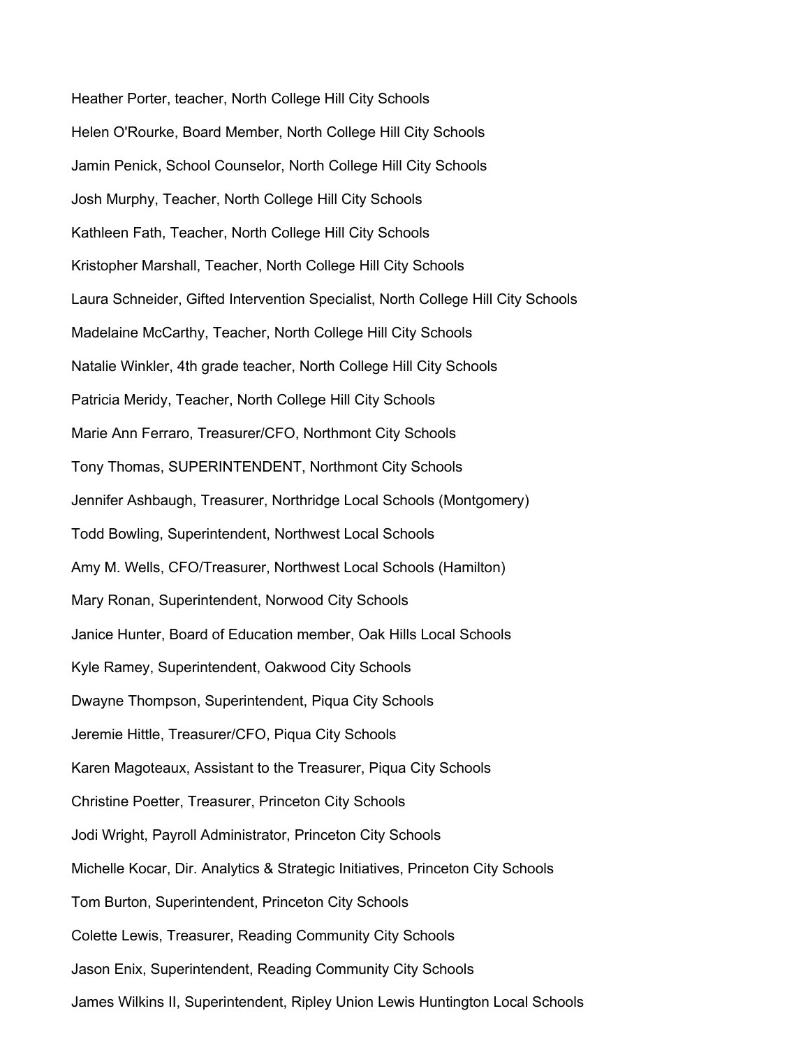Heather Porter, teacher, North College Hill City Schools

Helen O'Rourke, Board Member, North College Hill City Schools

Jamin Penick, School Counselor, North College Hill City Schools

Josh Murphy, Teacher, North College Hill City Schools

Kathleen Fath, Teacher, North College Hill City Schools

Kristopher Marshall, Teacher, North College Hill City Schools

Laura Schneider, Gifted Intervention Specialist, North College Hill City Schools

Madelaine McCarthy, Teacher, North College Hill City Schools

Natalie Winkler, 4th grade teacher, North College Hill City Schools

Patricia Meridy, Teacher, North College Hill City Schools

Marie Ann Ferraro, Treasurer/CFO, Northmont City Schools

Tony Thomas, SUPERINTENDENT, Northmont City Schools

Jennifer Ashbaugh, Treasurer, Northridge Local Schools (Montgomery)

Todd Bowling, Superintendent, Northwest Local Schools

Amy M. Wells, CFO/Treasurer, Northwest Local Schools (Hamilton)

Mary Ronan, Superintendent, Norwood City Schools

Janice Hunter, Board of Education member, Oak Hills Local Schools

Kyle Ramey, Superintendent, Oakwood City Schools

Dwayne Thompson, Superintendent, Piqua City Schools

Jeremie Hittle, Treasurer/CFO, Piqua City Schools

Karen Magoteaux, Assistant to the Treasurer, Piqua City Schools

Christine Poetter, Treasurer, Princeton City Schools

Jodi Wright, Payroll Administrator, Princeton City Schools

Michelle Kocar, Dir. Analytics & Strategic Initiatives, Princeton City Schools

Tom Burton, Superintendent, Princeton City Schools

Colette Lewis, Treasurer, Reading Community City Schools

Jason Enix, Superintendent, Reading Community City Schools

James Wilkins II, Superintendent, Ripley Union Lewis Huntington Local Schools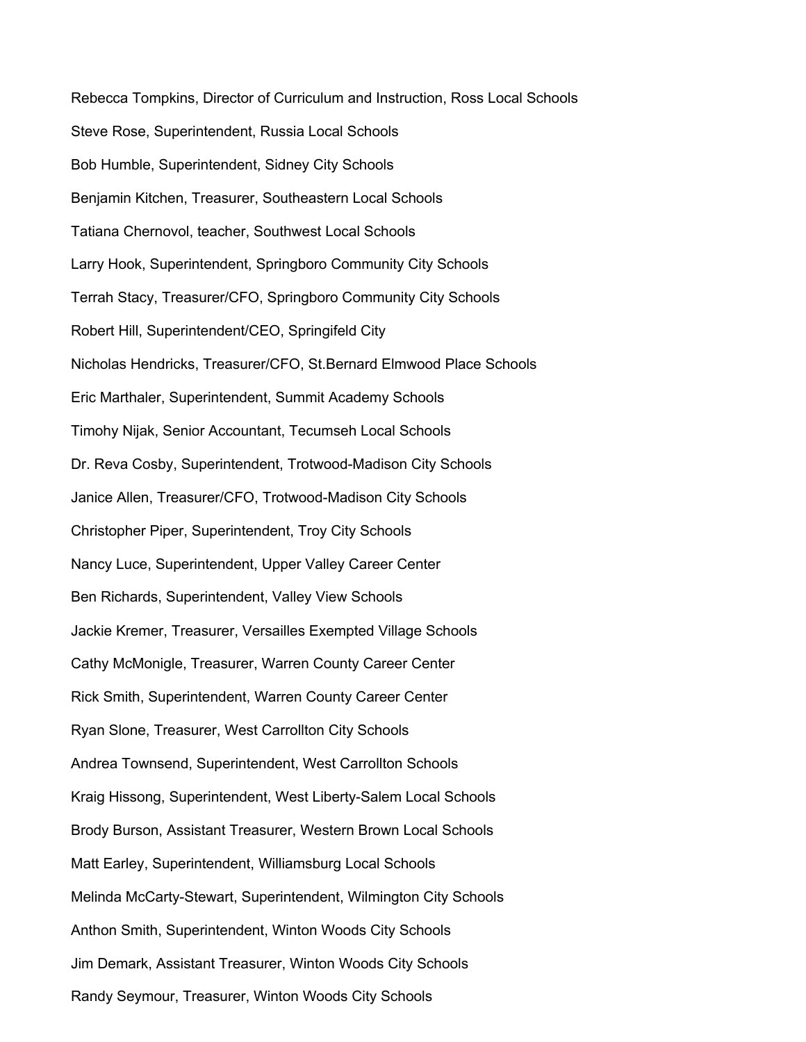Rebecca Tompkins, Director of Curriculum and Instruction, Ross Local Schools

Steve Rose, Superintendent, Russia Local Schools

Bob Humble, Superintendent, Sidney City Schools

Benjamin Kitchen, Treasurer, Southeastern Local Schools

Tatiana Chernovol, teacher, Southwest Local Schools

Larry Hook, Superintendent, Springboro Community City Schools

Terrah Stacy, Treasurer/CFO, Springboro Community City Schools

Robert Hill, Superintendent/CEO, Springifeld City

Nicholas Hendricks, Treasurer/CFO, St.Bernard Elmwood Place Schools

Eric Marthaler, Superintendent, Summit Academy Schools

Timohy Nijak, Senior Accountant, Tecumseh Local Schools

Dr. Reva Cosby, Superintendent, Trotwood-Madison City Schools

Janice Allen, Treasurer/CFO, Trotwood-Madison City Schools

Christopher Piper, Superintendent, Troy City Schools

Nancy Luce, Superintendent, Upper Valley Career Center

Ben Richards, Superintendent, Valley View Schools

Jackie Kremer, Treasurer, Versailles Exempted Village Schools

Cathy McMonigle, Treasurer, Warren County Career Center

Rick Smith, Superintendent, Warren County Career Center

Ryan Slone, Treasurer, West Carrollton City Schools

Andrea Townsend, Superintendent, West Carrollton Schools

Kraig Hissong, Superintendent, West Liberty-Salem Local Schools

Brody Burson, Assistant Treasurer, Western Brown Local Schools

Matt Earley, Superintendent, Williamsburg Local Schools

Melinda McCarty-Stewart, Superintendent, Wilmington City Schools

Anthon Smith, Superintendent, Winton Woods City Schools

Jim Demark, Assistant Treasurer, Winton Woods City Schools

Randy Seymour, Treasurer, Winton Woods City Schools